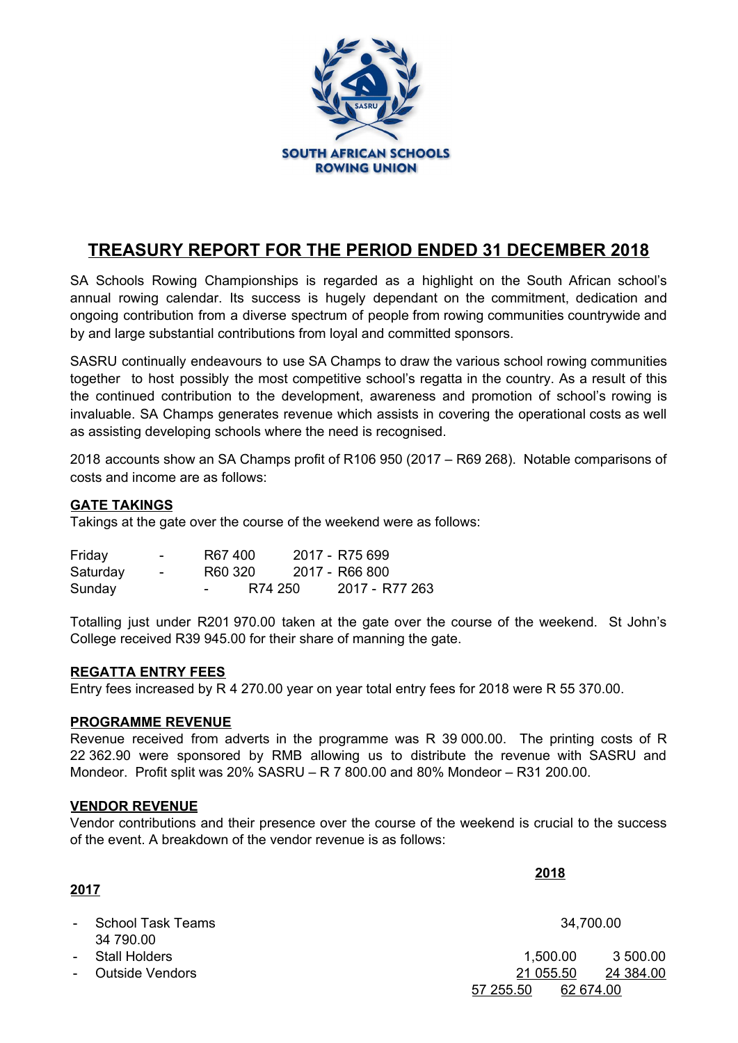SOUTH AFRICAN SCHOOLS ROWING UNION

# TREASURY REPORT FOR THE PERIOD ENDED 31 DECEMBER 2018

SA Schools Rowing Championships is regarded as a highlight on the South African school's annual rowing calendar. Its success is hugely dependant on the commitment, dedication and ongoing contribution from a diverse spectrum of people from rowing communities countrywide and by and large substantial contributions from loyal and committed sponsors.

SASRU continually endeavours to use SA Champs to draw the various school rowing communities together to host possibly the most competitive school's regatta in the country. As a result of this the continued contribution to the development, awareness and promotion of school's rowing is invaluable. SA Champs generates revenue which assists in covering the operational costs as well as assisting developing schools where the need is recognised.

2018 accounts show an SA Champs profit of R106 950 (2017 – R69 268). Notable comparisons of costs and income are as follows:

## GATE TAKINGS

Takings at the gate over the course of the weekend were as follows:

| Day | 2018 | 2017 |
|---|---|---|
| Friday | R67 400 | 2017 - R75 699 |
| Saturday | R60 320 | 2017 - R66 800 |
| Sunday | R74 250 | 2017 - R77 263 |

Totalling just under R201 970.00 taken at the gate over the course of the weekend. St John's College received R39 945.00 for their share of manning the gate.

## REGATTA ENTRY FEES

Entry fees increased by R 4 270.00 year on year total entry fees for 2018 were R 55 370.00.

## PROGRAMME REVENUE

Revenue received from adverts in the programme was R 39 000.00. The printing costs of R 22 362.90 were sponsored by RMB allowing us to distribute the revenue with SASRU and Mondeor. Profit split was 20% SASRU – R 7 800.00 and 80% Mondeor – R31 200.00.

## VENDOR REVENUE

Vendor contributions and their presence over the course of the weekend is crucial to the success of the event. A breakdown of the vendor revenue is as follows:

| | 2018 | 2017 |
|---|---|---|
| - School Task Teams | 34,700.00 | 34 790.00 |
| - Stall Holders | 1,500.00 | 3 500.00 |
| - Outside Vendors | 21 055.50 | 24 384.00 |
| | 57 255.50 | 62 674.00 |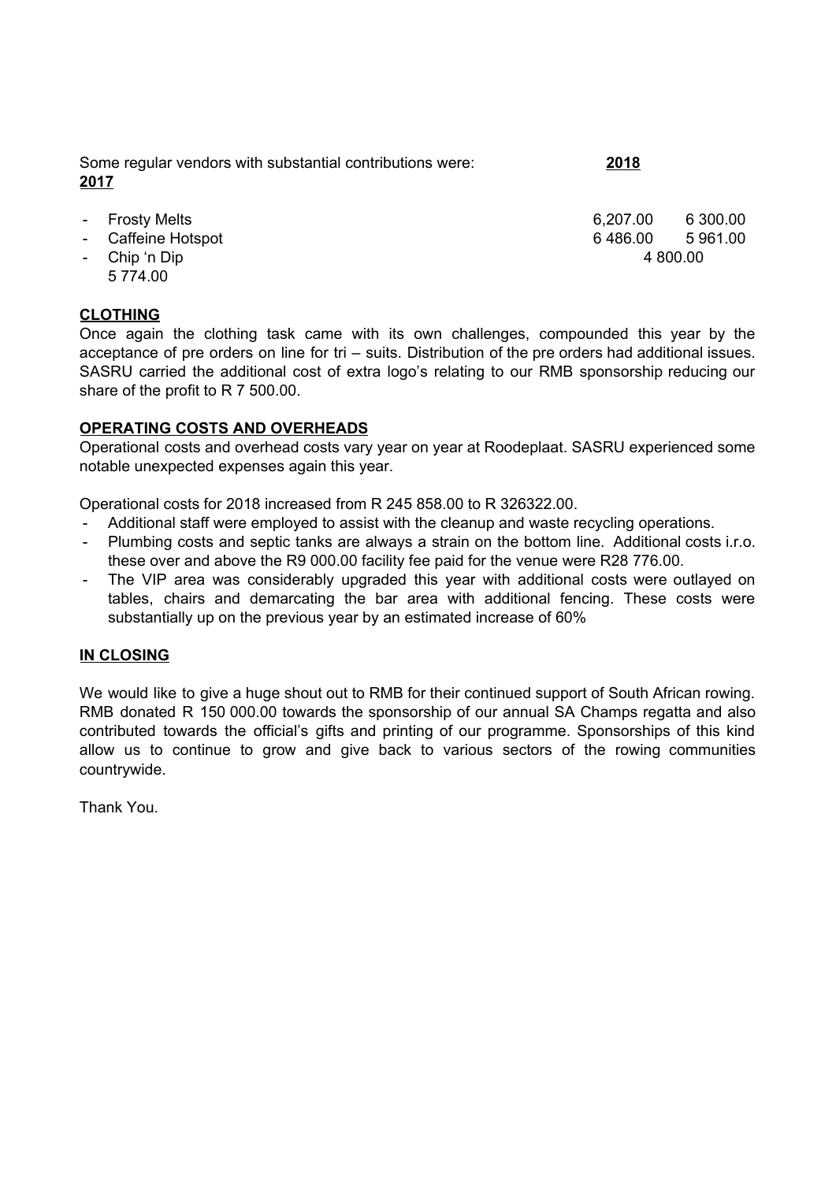Some regular vendors with substantial contributions were:

| | 2018 | 2017 |
|---|---|---|
| - Frosty Melts | 6,207.00 | 6 300.00 |
| - Caffeine Hotspot | 6 486.00 | 5 961.00 |
| - Chip 'n Dip | 4 800.00 | 5 774.00 |

## CLOTHING

Once again the clothing task came with its own challenges, compounded this year by the acceptance of pre orders on line for tri – suits. Distribution of the pre orders had additional issues. SASRU carried the additional cost of extra logo's relating to our RMB sponsorship reducing our share of the profit to R 7 500.00.

## OPERATING COSTS AND OVERHEADS

Operational costs and overhead costs vary year on year at Roodeplaat. SASRU experienced some notable unexpected expenses again this year.

Operational costs for 2018 increased from R 245 858.00 to R 326322.00.

- Additional staff were employed to assist with the cleanup and waste recycling operations.
- Plumbing costs and septic tanks are always a strain on the bottom line. Additional costs i.r.o. these over and above the R9 000.00 facility fee paid for the venue were R28 776.00.
- The VIP area was considerably upgraded this year with additional costs were outlayed on tables, chairs and demarcating the bar area with additional fencing. These costs were substantially up on the previous year by an estimated increase of 60%

## IN CLOSING

We would like to give a huge shout out to RMB for their continued support of South African rowing. RMB donated R 150 000.00 towards the sponsorship of our annual SA Champs regatta and also contributed towards the official's gifts and printing of our programme. Sponsorships of this kind allow us to continue to grow and give back to various sectors of the rowing communities countrywide.

Thank You.